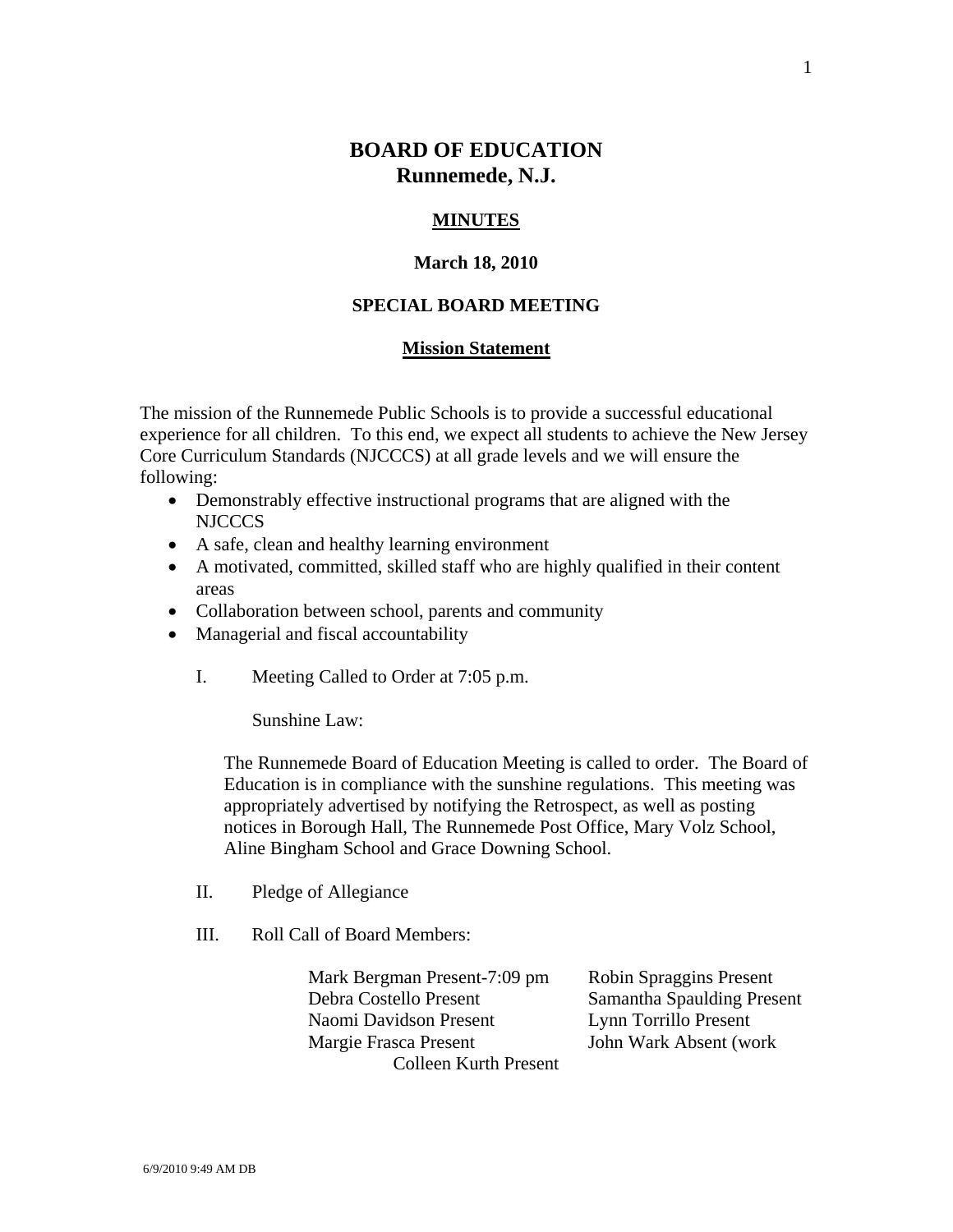# BOARD OF EDUCATION
## Runnemede, N.J.

**MINUTES**

**March 18, 2010**

**SPECIAL BOARD MEETING**

**Mission Statement**

The mission of the Runnemede Public Schools is to provide a successful educational experience for all children. To this end, we expect all students to achieve the New Jersey Core Curriculum Standards (NJCCCS) at all grade levels and we will ensure the following:

- Demonstrably effective instructional programs that are aligned with the NJCCCS
- A safe, clean and healthy learning environment
- A motivated, committed, skilled staff who are highly qualified in their content areas
- Collaboration between school, parents and community
- Managerial and fiscal accountability

I. Meeting Called to Order at 7:05 p.m.

Sunshine Law:

The Runnemede Board of Education Meeting is called to order. The Board of Education is in compliance with the sunshine regulations. This meeting was appropriately advertised by notifying the Retrospect, as well as posting notices in Borough Hall, The Runnemede Post Office, Mary Volz School, Aline Bingham School and Grace Downing School.

II. Pledge of Allegiance

III. Roll Call of Board Members:

Mark Bergman Present-7:09 pm
Debra Costello Present
Naomi Davidson Present
Margie Frasca Present
Colleen Kurth Present
Robin Spraggins Present
Samantha Spaulding Present
Lynn Torrillo Present
John Wark Absent (work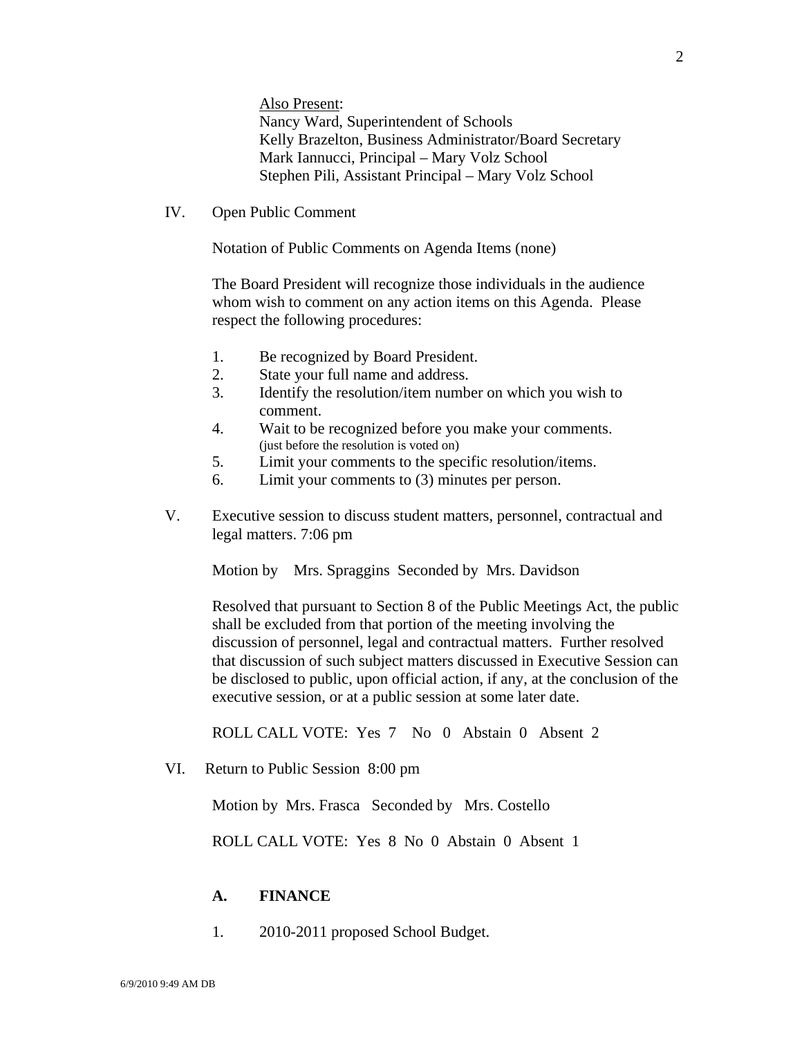Also Present:
Nancy Ward, Superintendent of Schools
Kelly Brazelton, Business Administrator/Board Secretary
Mark Iannucci, Principal – Mary Volz School
Stephen Pili, Assistant Principal – Mary Volz School

IV. Open Public Comment

Notation of Public Comments on Agenda Items (none)

The Board President will recognize those individuals in the audience whom wish to comment on any action items on this Agenda. Please respect the following procedures:

1. Be recognized by Board President.
2. State your full name and address.
3. Identify the resolution/item number on which you wish to comment.
4. Wait to be recognized before you make your comments. (just before the resolution is voted on)
5. Limit your comments to the specific resolution/items.
6. Limit your comments to (3) minutes per person.

V. Executive session to discuss student matters, personnel, contractual and legal matters. 7:06 pm

Motion by Mrs. Spraggins Seconded by Mrs. Davidson

Resolved that pursuant to Section 8 of the Public Meetings Act, the public shall be excluded from that portion of the meeting involving the discussion of personnel, legal and contractual matters. Further resolved that discussion of such subject matters discussed in Executive Session can be disclosed to public, upon official action, if any, at the conclusion of the executive session, or at a public session at some later date.

ROLL CALL VOTE: Yes 7 No 0 Abstain 0 Absent 2

VI. Return to Public Session 8:00 pm

Motion by Mrs. Frasca Seconded by Mrs. Costello

ROLL CALL VOTE: Yes 8 No 0 Abstain 0 Absent 1

**A. FINANCE**

1. 2010-2011 proposed School Budget.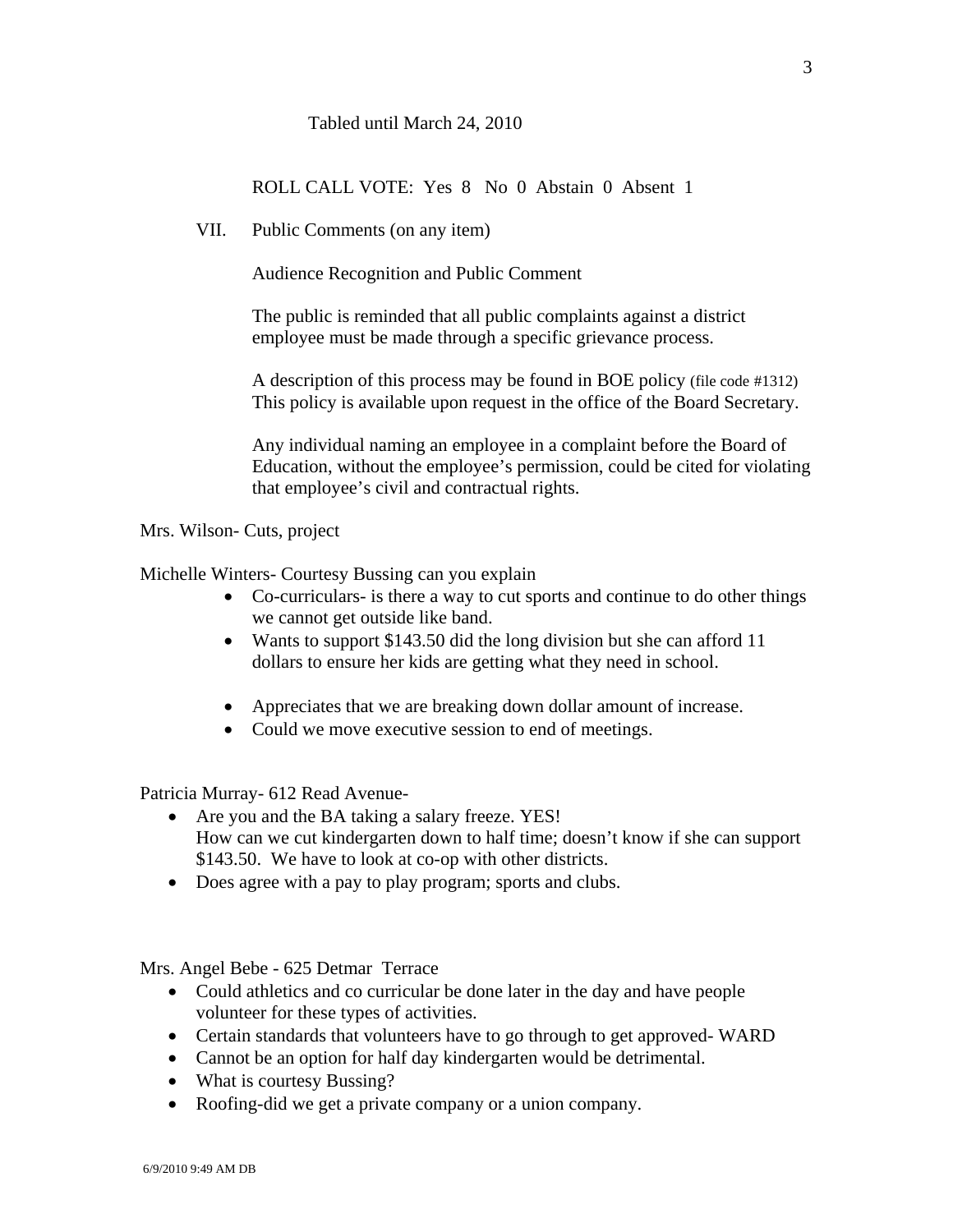Tabled until March 24, 2010

ROLL CALL VOTE: Yes 8 No 0 Abstain 0 Absent 1

VII. Public Comments (on any item)

Audience Recognition and Public Comment

The public is reminded that all public complaints against a district employee must be made through a specific grievance process.

A description of this process may be found in BOE policy (file code #1312) This policy is available upon request in the office of the Board Secretary.

Any individual naming an employee in a complaint before the Board of Education, without the employee's permission, could be cited for violating that employee's civil and contractual rights.

Mrs. Wilson- Cuts, project

Michelle Winters- Courtesy Bussing can you explain

- Co-curriculars- is there a way to cut sports and continue to do other things we cannot get outside like band.
- Wants to support $143.50 did the long division but she can afford 11 dollars to ensure her kids are getting what they need in school.
- Appreciates that we are breaking down dollar amount of increase.
- Could we move executive session to end of meetings.

Patricia Murray- 612 Read Avenue-

- Are you and the BA taking a salary freeze. YES!
  How can we cut kindergarten down to half time; doesn't know if she can support $143.50. We have to look at co-op with other districts.
- Does agree with a pay to play program; sports and clubs.

Mrs. Angel Bebe - 625 Detmar Terrace

- Could athletics and co curricular be done later in the day and have people volunteer for these types of activities.
- Certain standards that volunteers have to go through to get approved- WARD
- Cannot be an option for half day kindergarten would be detrimental.
- What is courtesy Bussing?
- Roofing-did we get a private company or a union company.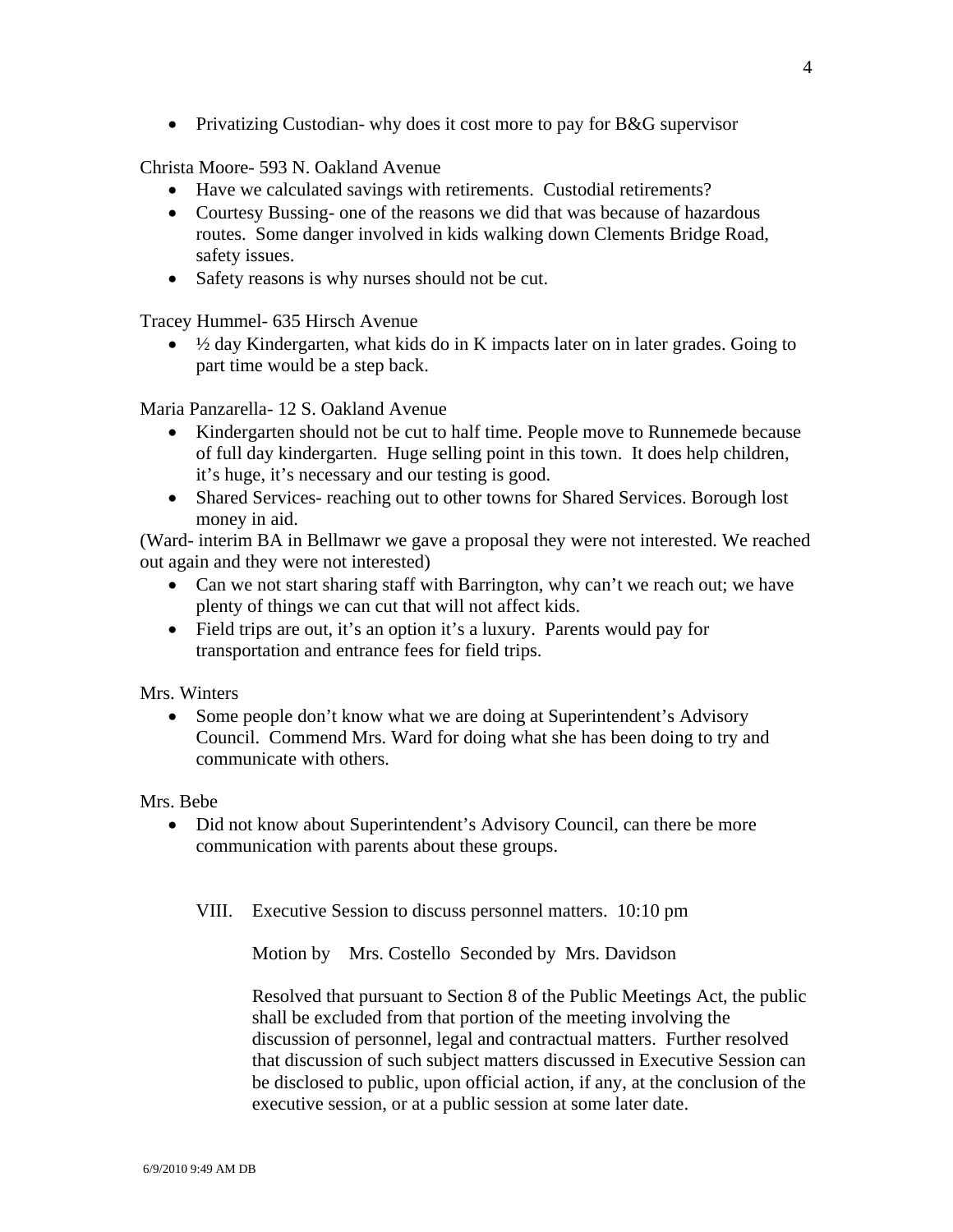- Privatizing Custodian- why does it cost more to pay for B&G supervisor

Christa Moore- 593 N. Oakland Avenue

- Have we calculated savings with retirements. Custodial retirements?
- Courtesy Bussing- one of the reasons we did that was because of hazardous routes. Some danger involved in kids walking down Clements Bridge Road, safety issues.
- Safety reasons is why nurses should not be cut.

Tracey Hummel- 635 Hirsch Avenue

- ½ day Kindergarten, what kids do in K impacts later on in later grades. Going to part time would be a step back.

Maria Panzarella- 12 S. Oakland Avenue

- Kindergarten should not be cut to half time. People move to Runnemede because of full day kindergarten. Huge selling point in this town. It does help children, it's huge, it's necessary and our testing is good.
- Shared Services- reaching out to other towns for Shared Services. Borough lost money in aid.

(Ward- interim BA in Bellmawr we gave a proposal they were not interested. We reached out again and they were not interested)

- Can we not start sharing staff with Barrington, why can't we reach out; we have plenty of things we can cut that will not affect kids.
- Field trips are out, it's an option it's a luxury. Parents would pay for transportation and entrance fees for field trips.

Mrs. Winters

- Some people don't know what we are doing at Superintendent's Advisory Council. Commend Mrs. Ward for doing what she has been doing to try and communicate with others.

Mrs. Bebe

- Did not know about Superintendent's Advisory Council, can there be more communication with parents about these groups.

VIII. Executive Session to discuss personnel matters. 10:10 pm

Motion by Mrs. Costello Seconded by Mrs. Davidson

Resolved that pursuant to Section 8 of the Public Meetings Act, the public shall be excluded from that portion of the meeting involving the discussion of personnel, legal and contractual matters. Further resolved that discussion of such subject matters discussed in Executive Session can be disclosed to public, upon official action, if any, at the conclusion of the executive session, or at a public session at some later date.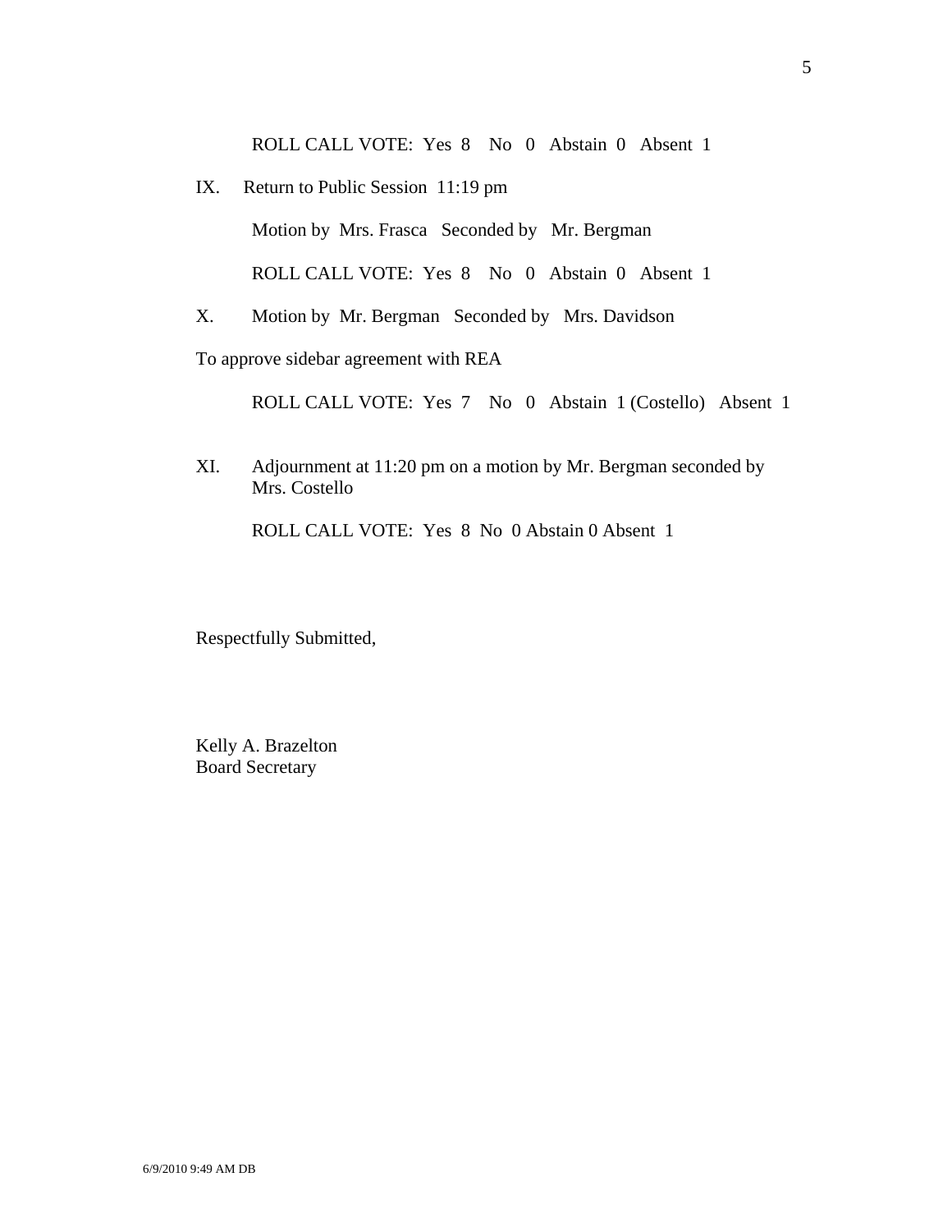ROLL CALL VOTE: Yes 8 No 0 Abstain 0 Absent 1

IX. Return to Public Session 11:19 pm

Motion by Mrs. Frasca Seconded by Mr. Bergman

ROLL CALL VOTE: Yes 8 No 0 Abstain 0 Absent 1

X. Motion by Mr. Bergman Seconded by Mrs. Davidson

To approve sidebar agreement with REA

ROLL CALL VOTE: Yes 7 No 0 Abstain 1 (Costello) Absent 1

XI. Adjournment at 11:20 pm on a motion by Mr. Bergman seconded by Mrs. Costello

ROLL CALL VOTE: Yes 8 No 0 Abstain 0 Absent 1

Respectfully Submitted,

Kelly A. Brazelton
Board Secretary

6/9/2010 9:49 AM DB